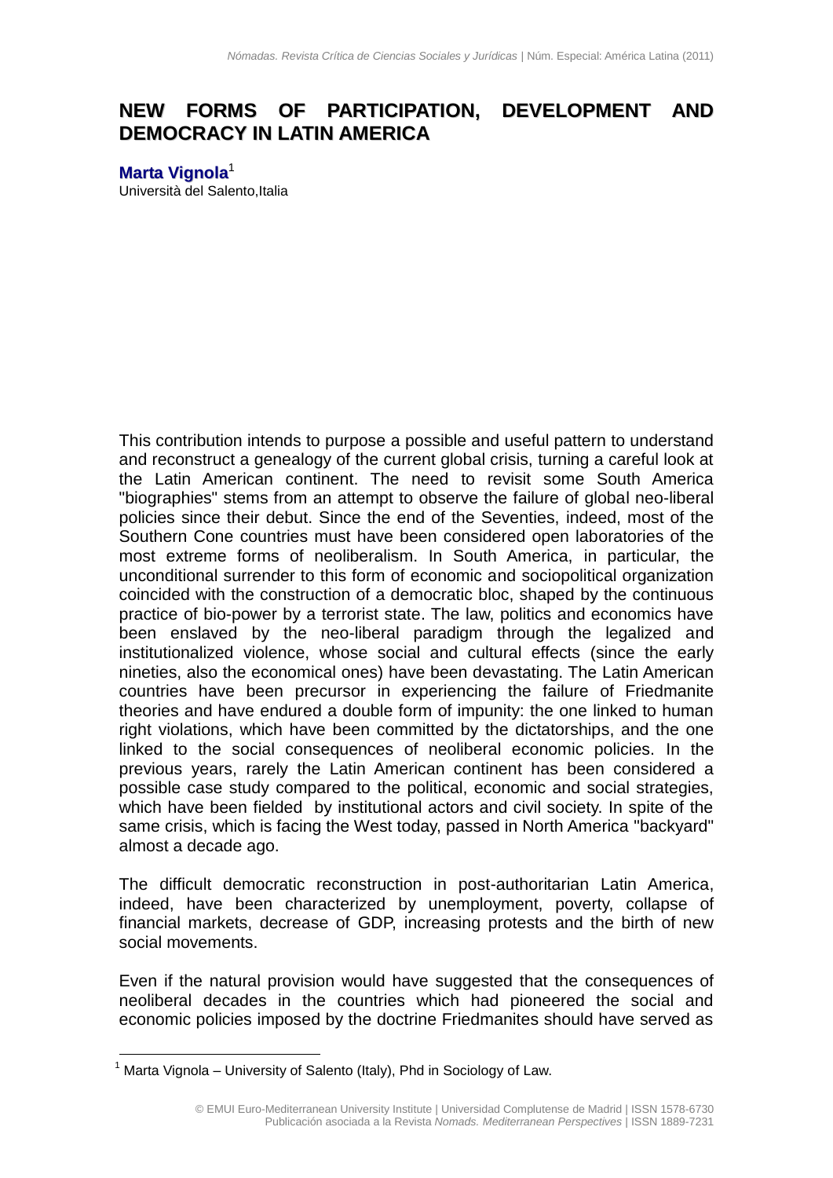# NEW FORMS OF PARTICIPATION, DEVELOPMENT AND DEMOCRACY IN LATIN AMERICA

**Marta Vignola**[1]
Università del Salento,Italia

This contribution intends to purpose a possible and useful pattern to understand and reconstruct a genealogy of the current global crisis, turning a careful look at the Latin American continent. The need to revisit some South America "biographies" stems from an attempt to observe the failure of global neo-liberal policies since their debut. Since the end of the Seventies, indeed, most of the Southern Cone countries must have been considered open laboratories of the most extreme forms of neoliberalism. In South America, in particular, the unconditional surrender to this form of economic and sociopolitical organization coincided with the construction of a democratic bloc, shaped by the continuous practice of bio-power by a terrorist state. The law, politics and economics have been enslaved by the neo-liberal paradigm through the legalized and institutionalized violence, whose social and cultural effects (since the early nineties, also the economical ones) have been devastating. The Latin American countries have been precursor in experiencing the failure of Friedmanite theories and have endured a double form of impunity: the one linked to human right violations, which have been committed by the dictatorships, and the one linked to the social consequences of neoliberal economic policies. In the previous years, rarely the Latin American continent has been considered a possible case study compared to the political, economic and social strategies, which have been fielded by institutional actors and civil society. In spite of the same crisis, which is facing the West today, passed in North America "backyard" almost a decade ago.

The difficult democratic reconstruction in post-authoritarian Latin America, indeed, have been characterized by unemployment, poverty, collapse of financial markets, decrease of GDP, increasing protests and the birth of new social movements.

Even if the natural provision would have suggested that the consequences of neoliberal decades in the countries which had pioneered the social and economic policies imposed by the doctrine Friedmanites should have served as

---

[1] Marta Vignola – University of Salento (Italy), Phd in Sociology of Law.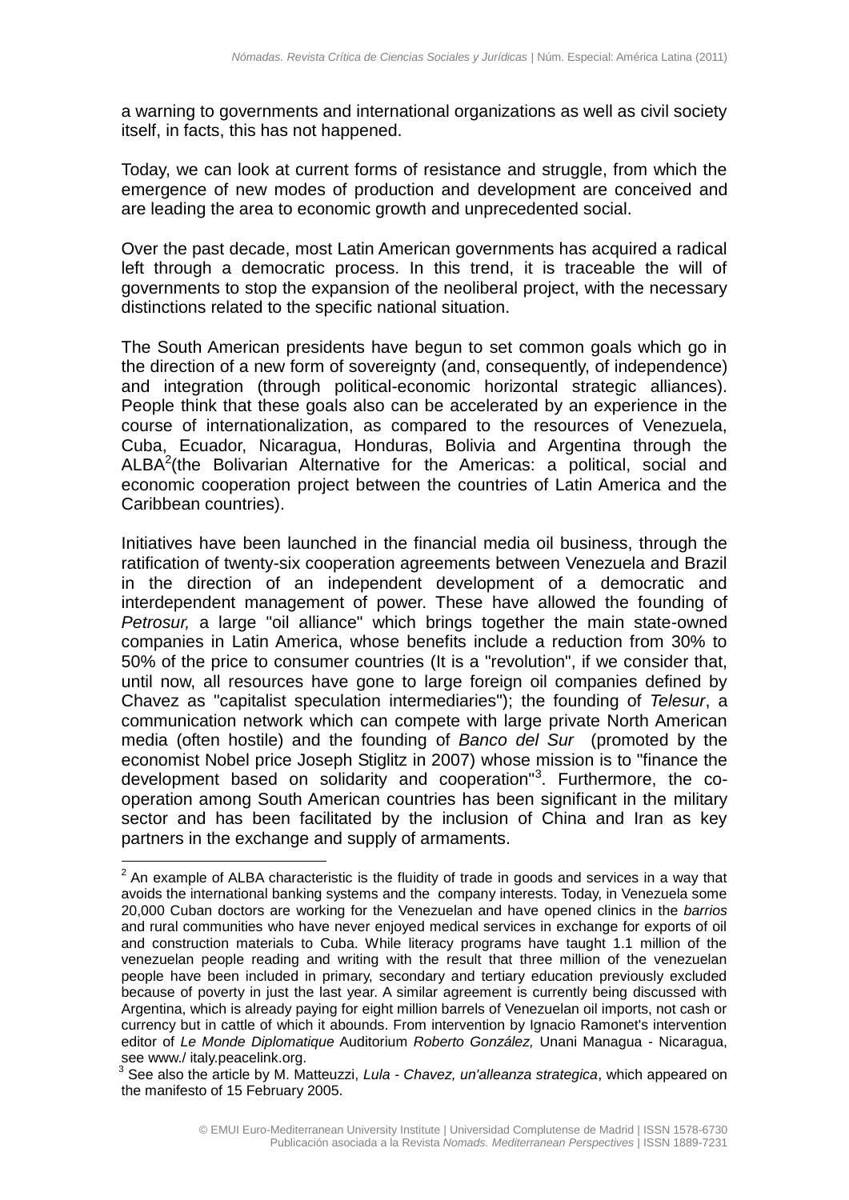a warning to governments and international organizations as well as civil society itself, in facts, this has not happened.

Today, we can look at current forms of resistance and struggle, from which the emergence of new modes of production and development are conceived and are leading the area to economic growth and unprecedented social.

Over the past decade, most Latin American governments has acquired a radical left through a democratic process. In this trend, it is traceable the will of governments to stop the expansion of the neoliberal project, with the necessary distinctions related to the specific national situation.

The South American presidents have begun to set common goals which go in the direction of a new form of sovereignty (and, consequently, of independence) and integration (through political-economic horizontal strategic alliances). People think that these goals also can be accelerated by an experience in the course of internationalization, as compared to the resources of Venezuela, Cuba, Ecuador, Nicaragua, Honduras, Bolivia and Argentina through the ALBA[2](the Bolivarian Alternative for the Americas: a political, social and economic cooperation project between the countries of Latin America and the Caribbean countries).

Initiatives have been launched in the financial media oil business, through the ratification of twenty-six cooperation agreements between Venezuela and Brazil in the direction of an independent development of a democratic and interdependent management of power. These have allowed the founding of *Petrosur,* a large "oil alliance" which brings together the main state-owned companies in Latin America, whose benefits include a reduction from 30% to 50% of the price to consumer countries (It is a "revolution", if we consider that, until now, all resources have gone to large foreign oil companies defined by Chavez as "capitalist speculation intermediaries"); the founding of *Telesur*, a communication network which can compete with large private North American media (often hostile) and the founding of *Banco del Sur* (promoted by the economist Nobel price Joseph Stiglitz in 2007) whose mission is to "finance the development based on solidarity and cooperation"[3]. Furthermore, the co-operation among South American countries has been significant in the military sector and has been facilitated by the inclusion of China and Iran as key partners in the exchange and supply of armaments.

---

[2] An example of ALBA characteristic is the fluidity of trade in goods and services in a way that avoids the international banking systems and the company interests. Today, in Venezuela some 20,000 Cuban doctors are working for the Venezuelan and have opened clinics in the *barrios* and rural communities who have never enjoyed medical services in exchange for exports of oil and construction materials to Cuba. While literacy programs have taught 1.1 million of the venezuelan people reading and writing with the result that three million of the venezuelan people have been included in primary, secondary and tertiary education previously excluded because of poverty in just the last year. A similar agreement is currently being discussed with Argentina, which is already paying for eight million barrels of Venezuelan oil imports, not cash or currency but in cattle of which it abounds. From intervention by Ignacio Ramonet's intervention editor of *Le Monde Diplomatique* Auditorium *Roberto González,* Unani Managua - Nicaragua, see www./ italy.peacelink.org.

[3] See also the article by M. Matteuzzi, *Lula - Chavez, un'alleanza strategica*, which appeared on the manifesto of 15 February 2005.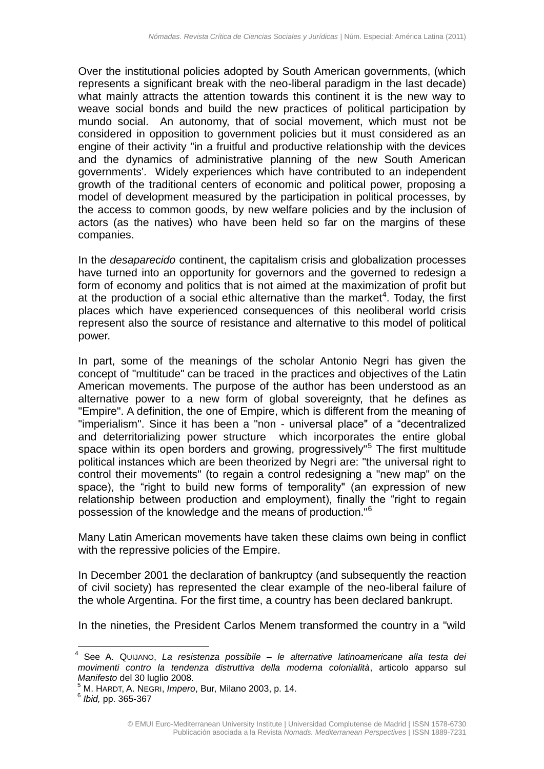Over the institutional policies adopted by South American governments, (which represents a significant break with the neo-liberal paradigm in the last decade) what mainly attracts the attention towards this continent it is the new way to weave social bonds and build the new practices of political participation by mundo social. An autonomy, that of social movement, which must not be considered in opposition to government policies but it must considered as an engine of their activity "in a fruitful and productive relationship with the devices and the dynamics of administrative planning of the new South American governments'. Widely experiences which have contributed to an independent growth of the traditional centers of economic and political power, proposing a model of development measured by the participation in political processes, by the access to common goods, by new welfare policies and by the inclusion of actors (as the natives) who have been held so far on the margins of these companies.

In the *desaparecido* continent, the capitalism crisis and globalization processes have turned into an opportunity for governors and the governed to redesign a form of economy and politics that is not aimed at the maximization of profit but at the production of a social ethic alternative than the market[4]. Today, the first places which have experienced consequences of this neoliberal world crisis represent also the source of resistance and alternative to this model of political power.

In part, some of the meanings of the scholar Antonio Negri has given the concept of "multitude" can be traced in the practices and objectives of the Latin American movements. The purpose of the author has been understood as an alternative power to a new form of global sovereignty, that he defines as "Empire". A definition, the one of Empire, which is different from the meaning of "imperialism". Since it has been a "non - universal place" of a "decentralized and deterritorializing power structure which incorporates the entire global space within its open borders and growing, progressively"[5] The first multitude political instances which are been theorized by Negri are: "the universal right to control their movements" (to regain a control redesigning a "new map" on the space), the "right to build new forms of temporality" (an expression of new relationship between production and employment), finally the "right to regain possession of the knowledge and the means of production."[6]

Many Latin American movements have taken these claims own being in conflict with the repressive policies of the Empire.

In December 2001 the declaration of bankruptcy (and subsequently the reaction of civil society) has represented the clear example of the neo-liberal failure of the whole Argentina. For the first time, a country has been declared bankrupt.

In the nineties, the President Carlos Menem transformed the country in a "wild

---

[4] See A. QUIJANO, *La resistenza possibile – le alternative latinoamericane alla testa dei movimenti contro la tendenza distruttiva della moderna colonialità*, articolo apparso sul *Manifesto* del 30 luglio 2008.

[5] M. HARDT, A. NEGRI, *Impero*, Bur, Milano 2003, p. 14.

[6] *Ibid,* pp. 365-367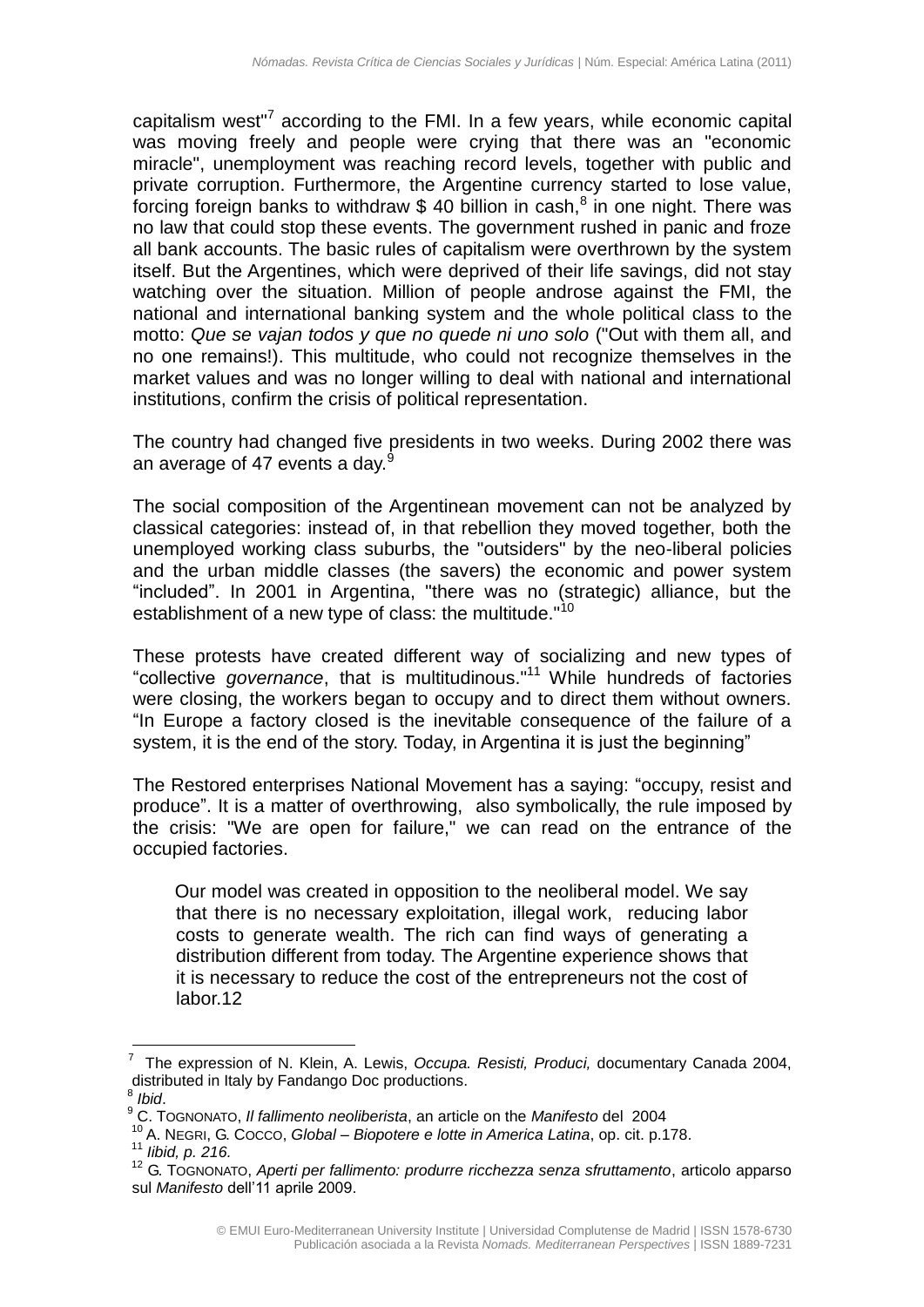capitalism west"[7] according to the FMI. In a few years, while economic capital was moving freely and people were crying that there was an "economic miracle", unemployment was reaching record levels, together with public and private corruption. Furthermore, the Argentine currency started to lose value, forcing foreign banks to withdraw $ 40 billion in cash,[8] in one night. There was no law that could stop these events. The government rushed in panic and froze all bank accounts. The basic rules of capitalism were overthrown by the system itself. But the Argentines, which were deprived of their life savings, did not stay watching over the situation. Million of people androse against the FMI, the national and international banking system and the whole political class to the motto: *Que se vajan todos y que no quede ni uno solo* ("Out with them all, and no one remains!). This multitude, who could not recognize themselves in the market values and was no longer willing to deal with national and international institutions, confirm the crisis of political representation.

The country had changed five presidents in two weeks. During 2002 there was an average of 47 events a day.[9]

The social composition of the Argentinean movement can not be analyzed by classical categories: instead of, in that rebellion they moved together, both the unemployed working class suburbs, the "outsiders" by the neo-liberal policies and the urban middle classes (the savers) the economic and power system "included". In 2001 in Argentina, "there was no (strategic) alliance, but the establishment of a new type of class: the multitude."[10]

These protests have created different way of socializing and new types of "collective *governance*, that is multitudinous."[11] While hundreds of factories were closing, the workers began to occupy and to direct them without owners. "In Europe a factory closed is the inevitable consequence of the failure of a system, it is the end of the story. Today, in Argentina it is just the beginning"

The Restored enterprises National Movement has a saying: "occupy, resist and produce". It is a matter of overthrowing, also symbolically, the rule imposed by the crisis: "We are open for failure," we can read on the entrance of the occupied factories.

> Our model was created in opposition to the neoliberal model. We say that there is no necessary exploitation, illegal work, reducing labor costs to generate wealth. The rich can find ways of generating a distribution different from today. The Argentine experience shows that it is necessary to reduce the cost of the entrepreneurs not the cost of labor.12

---

[7] The expression of N. Klein, A. Lewis, *Occupa. Resisti, Produci,* documentary Canada 2004, distributed in Italy by Fandango Doc productions.

[8] *Ibid*.

[9] C. Tognonato, *Il fallimento neoliberista*, an article on the *Manifesto* del 2004

[10] A. Negri, G. Cocco, *Global – Biopotere e lotte in America Latina*, op. cit. p.178.

[11] *Iibid, p. 216.*

[12] G. Tognonato, *Aperti per fallimento: produrre ricchezza senza sfruttamento*, articolo apparso sul *Manifesto* dell'11 aprile 2009.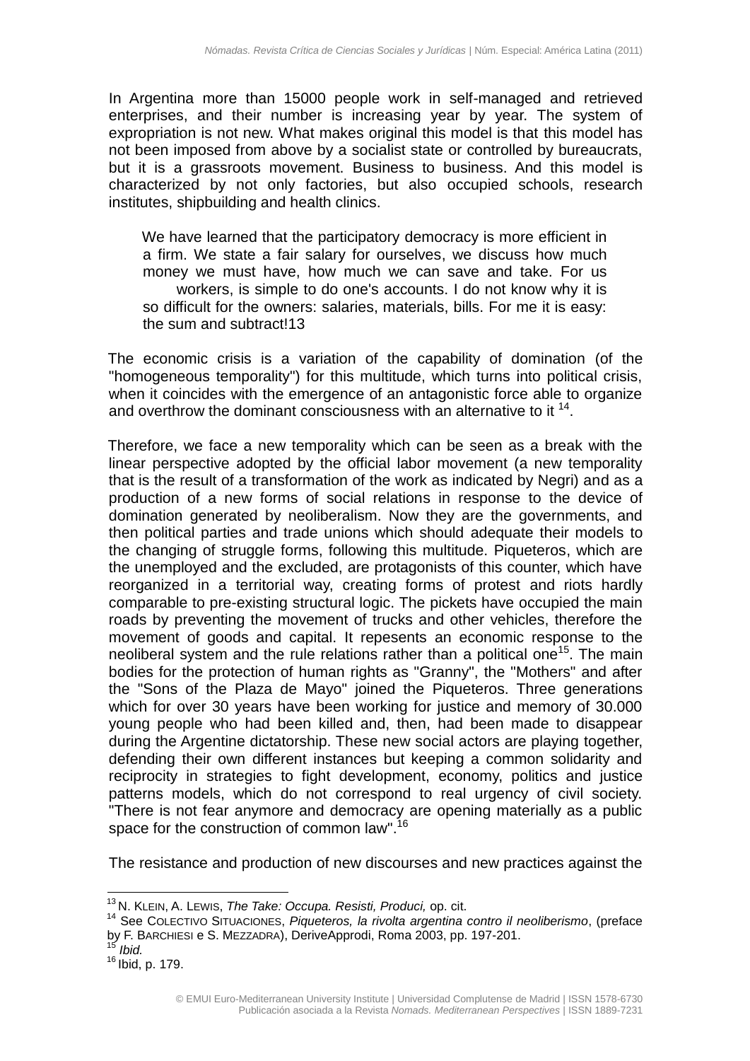In Argentina more than 15000 people work in self-managed and retrieved enterprises, and their number is increasing year by year. The system of expropriation is not new. What makes original this model is that this model has not been imposed from above by a socialist state or controlled by bureaucrats, but it is a grassroots movement. Business to business. And this model is characterized by not only factories, but also occupied schools, research institutes, shipbuilding and health clinics.

> We have learned that the participatory democracy is more efficient in a firm. We state a fair salary for ourselves, we discuss how much money we must have, how much we can save and take. For us workers, is simple to do one's accounts. I do not know why it is so difficult for the owners: salaries, materials, bills. For me it is easy: the sum and subtract!13

The economic crisis is a variation of the capability of domination (of the "homogeneous temporality") for this multitude, which turns into political crisis, when it coincides with the emergence of an antagonistic force able to organize and overthrow the dominant consciousness with an alternative to it [14].

Therefore, we face a new temporality which can be seen as a break with the linear perspective adopted by the official labor movement (a new temporality that is the result of a transformation of the work as indicated by Negri) and as a production of a new forms of social relations in response to the device of domination generated by neoliberalism. Now they are the governments, and then political parties and trade unions which should adequate their models to the changing of struggle forms, following this multitude. Piqueteros, which are the unemployed and the excluded, are protagonists of this counter, which have reorganized in a territorial way, creating forms of protest and riots hardly comparable to pre-existing structural logic. The pickets have occupied the main roads by preventing the movement of trucks and other vehicles, therefore the movement of goods and capital. It repesents an economic response to the neoliberal system and the rule relations rather than a political one[15]. The main bodies for the protection of human rights as "Granny", the "Mothers" and after the "Sons of the Plaza de Mayo" joined the Piqueteros. Three generations which for over 30 years have been working for justice and memory of 30.000 young people who had been killed and, then, had been made to disappear during the Argentine dictatorship. These new social actors are playing together, defending their own different instances but keeping a common solidarity and reciprocity in strategies to fight development, economy, politics and justice patterns models, which do not correspond to real urgency of civil society. "There is not fear anymore and democracy are opening materially as a public space for the construction of common law".[16]

The resistance and production of new discourses and new practices against the

---

[13] N. KLEIN, A. LEWIS, *The Take: Occupa. Resisti, Produci,* op. cit.

[14] See COLECTIVO SITUACIONES, *Piqueteros, la rivolta argentina contro il neoliberismo*, (preface by F. BARCHIESI e S. MEZZADRA), DeriveApprodi, Roma 2003, pp. 197-201.

[15] *Ibid.*

[16] Ibid, p. 179.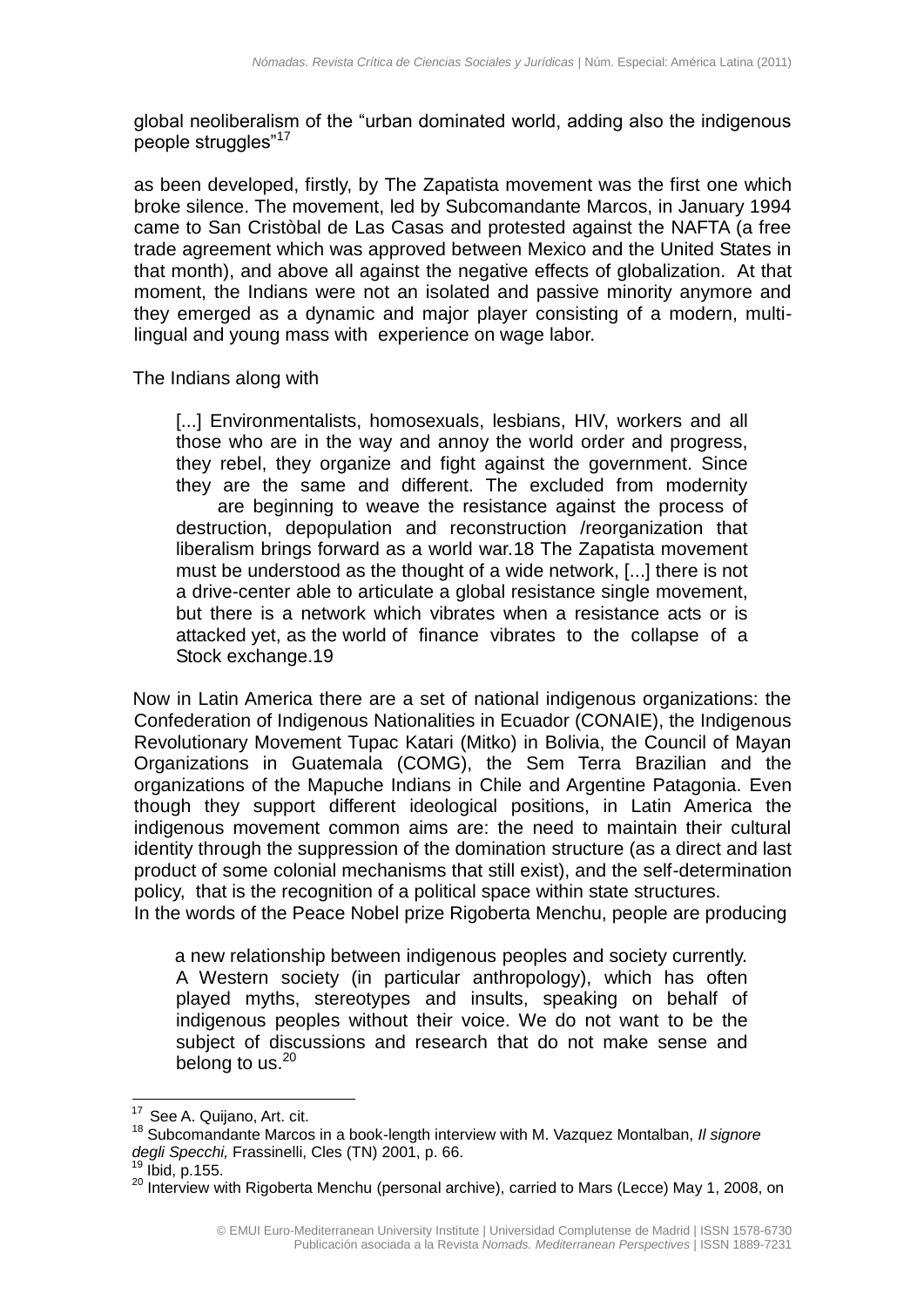global neoliberalism of the "urban dominated world, adding also the indigenous people struggles"[17]

as been developed, firstly, by The Zapatista movement was the first one which broke silence. The movement, led by Subcomandante Marcos, in January 1994 came to San Cristòbal de Las Casas and protested against the NAFTA (a free trade agreement which was approved between Mexico and the United States in that month), and above all against the negative effects of globalization. At that moment, the Indians were not an isolated and passive minority anymore and they emerged as a dynamic and major player consisting of a modern, multi-lingual and young mass with experience on wage labor.

The Indians along with

> [...] Environmentalists, homosexuals, lesbians, HIV, workers and all those who are in the way and annoy the world order and progress, they rebel, they organize and fight against the government. Since they are the same and different. The excluded from modernity are beginning to weave the resistance against the process of destruction, depopulation and reconstruction /reorganization that liberalism brings forward as a world war.18 The Zapatista movement must be understood as the thought of a wide network, [...] there is not a drive-center able to articulate a global resistance single movement, but there is a network which vibrates when a resistance acts or is attacked yet, as the world of finance vibrates to the collapse of a Stock exchange.19

Now in Latin America there are a set of national indigenous organizations: the Confederation of Indigenous Nationalities in Ecuador (CONAIE), the Indigenous Revolutionary Movement Tupac Katari (Mitko) in Bolivia, the Council of Mayan Organizations in Guatemala (COMG), the Sem Terra Brazilian and the organizations of the Mapuche Indians in Chile and Argentine Patagonia. Even though they support different ideological positions, in Latin America the indigenous movement common aims are: the need to maintain their cultural identity through the suppression of the domination structure (as a direct and last product of some colonial mechanisms that still exist), and the self-determination policy, that is the recognition of a political space within state structures.
In the words of the Peace Nobel prize Rigoberta Menchu, people are producing

> a new relationship between indigenous peoples and society currently. A Western society (in particular anthropology), which has often played myths, stereotypes and insults, speaking on behalf of indigenous peoples without their voice. We do not want to be the subject of discussions and research that do not make sense and belong to us.[20]

---

[17] See A. Quijano, Art. cit.

[18] Subcomandante Marcos in a book-length interview with M. Vazquez Montalban, *Il signore degli Specchi,* Frassinelli, Cles (TN) 2001, p. 66.

[19] Ibid, p.155.

[20] Interview with Rigoberta Menchu (personal archive), carried to Mars (Lecce) May 1, 2008, on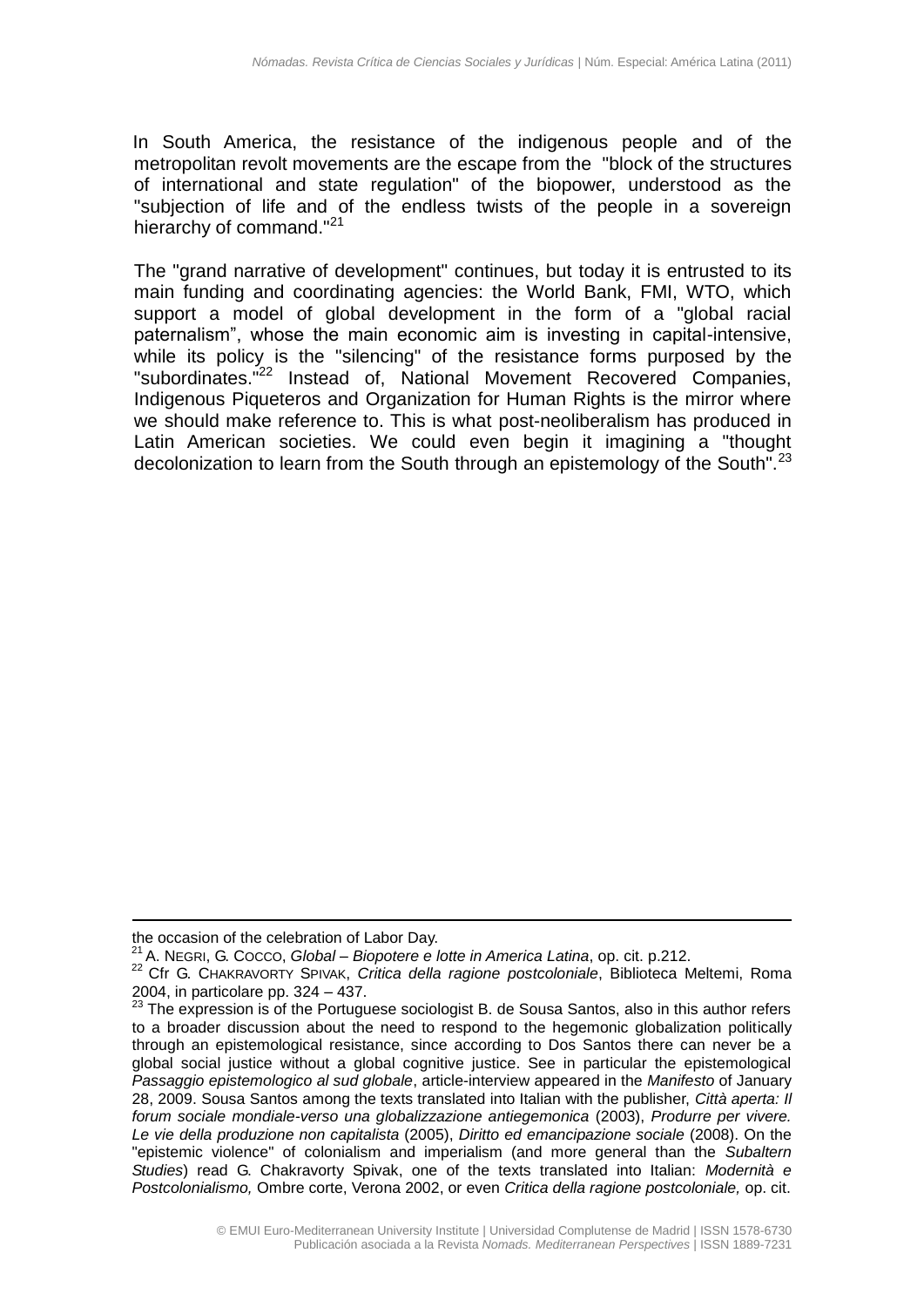In South America, the resistance of the indigenous people and of the metropolitan revolt movements are the escape from the "block of the structures of international and state regulation" of the biopower, understood as the "subjection of life and of the endless twists of the people in a sovereign hierarchy of command."[21]

The "grand narrative of development" continues, but today it is entrusted to its main funding and coordinating agencies: the World Bank, FMI, WTO, which support a model of global development in the form of a "global racial paternalism", whose the main economic aim is investing in capital-intensive, while its policy is the "silencing" of the resistance forms purposed by the "subordinates."[22] Instead of, National Movement Recovered Companies, Indigenous Piqueteros and Organization for Human Rights is the mirror where we should make reference to. This is what post-neoliberalism has produced in Latin American societies. We could even begin it imagining a "thought decolonization to learn from the South through an epistemology of the South".[23]

---

the occasion of the celebration of Labor Day.

[21] A. NEGRI, G. COCCO, *Global – Biopotere e lotte in America Latina*, op. cit. p.212.

[22] Cfr G. CHAKRAVORTY SPIVAK, *Critica della ragione postcoloniale*, Biblioteca Meltemi, Roma 2004, in particolare pp. 324 – 437.

[23] The expression is of the Portuguese sociologist B. de Sousa Santos, also in this author refers to a broader discussion about the need to respond to the hegemonic globalization politically through an epistemological resistance, since according to Dos Santos there can never be a global social justice without a global cognitive justice. See in particular the epistemological *Passaggio epistemologico al sud globale*, article-interview appeared in the *Manifesto* of January 28, 2009. Sousa Santos among the texts translated into Italian with the publisher, *Città aperta: Il forum sociale mondiale-verso una globalizzazione antiegemonica* (2003), *Produrre per vivere. Le vie della produzione non capitalista* (2005), *Diritto ed emancipazione sociale* (2008). On the "epistemic violence" of colonialism and imperialism (and more general than the *Subaltern Studies*) read G. Chakravorty Spivak, one of the texts translated into Italian: *Modernità e Postcolonialismo,* Ombre corte, Verona 2002, or even *Critica della ragione postcoloniale,* op. cit.